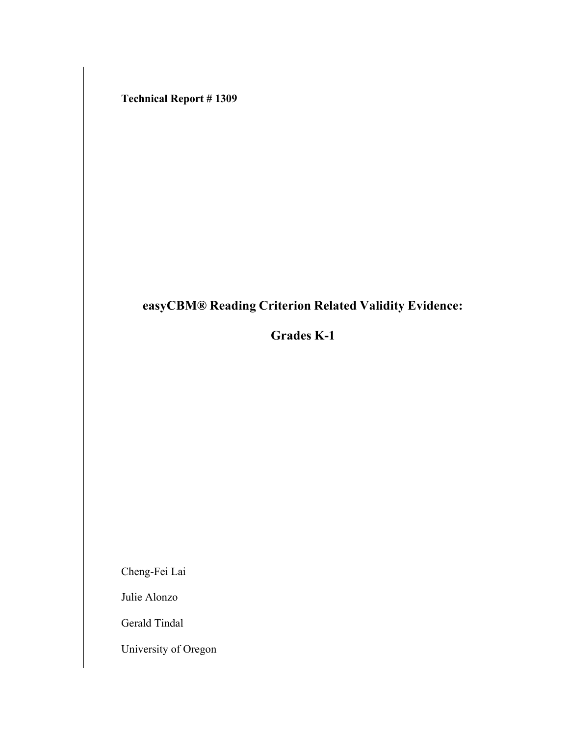**Technical Report # 1309**

# easyCBM® Reading Criterion Related Validity Evidence:

# Grades K-1

Cheng-Fei Lai

Julie Alonzo

Gerald Tindal

University of Oregon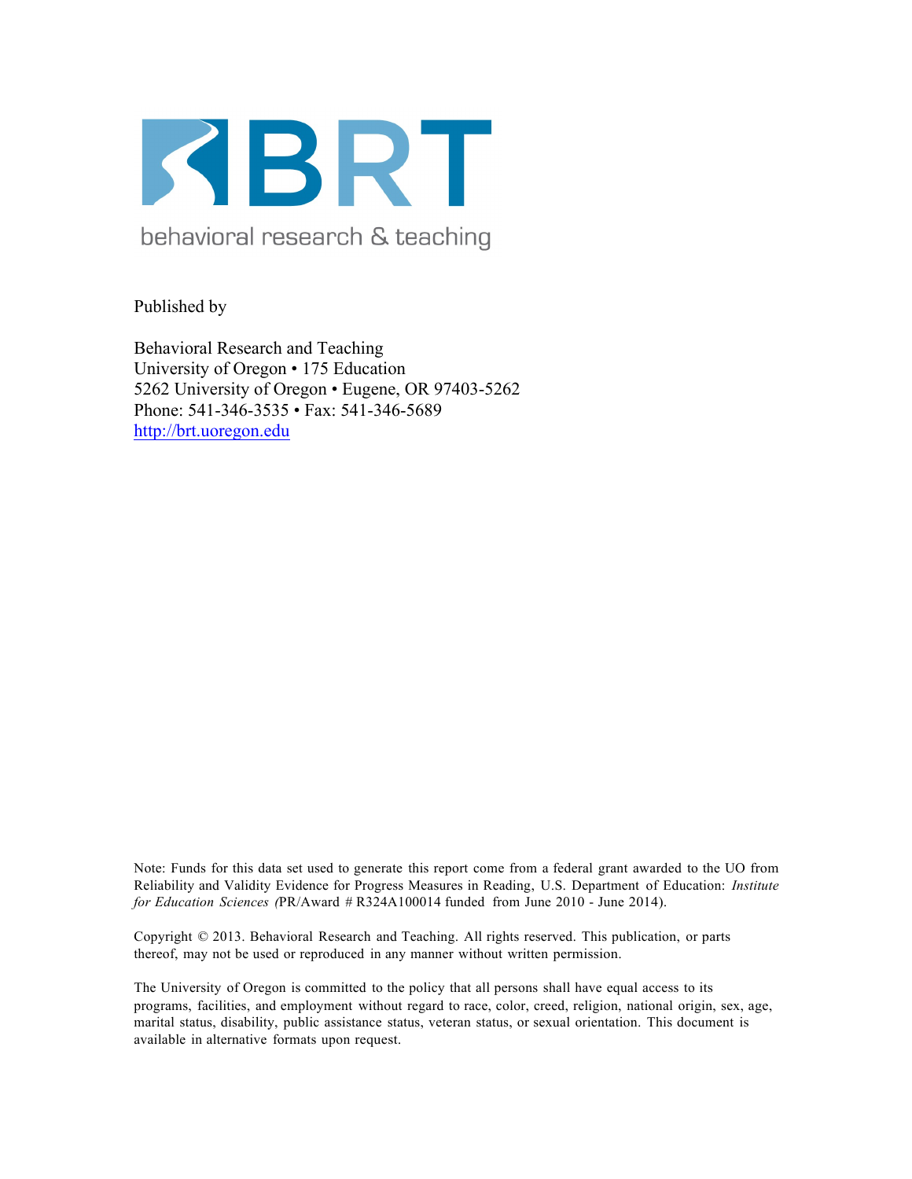BRT

behavioral research & teaching

Published by

Behavioral Research and Teaching
University of Oregon • 175 Education
5262 University of Oregon • Eugene, OR 97403-5262
Phone: 541-346-3535 • Fax: 541-346-5689
http://brt.uoregon.edu

Note: Funds for this data set used to generate this report come from a federal grant awarded to the UO from Reliability and Validity Evidence for Progress Measures in Reading, U.S. Department of Education: *Institute for Education Sciences (*PR/Award # R324A100014 funded from June 2010 - June 2014).

Copyright © 2013. Behavioral Research and Teaching. All rights reserved. This publication, or parts thereof, may not be used or reproduced in any manner without written permission.

The University of Oregon is committed to the policy that all persons shall have equal access to its programs, facilities, and employment without regard to race, color, creed, religion, national origin, sex, age, marital status, disability, public assistance status, veteran status, or sexual orientation. This document is available in alternative formats upon request.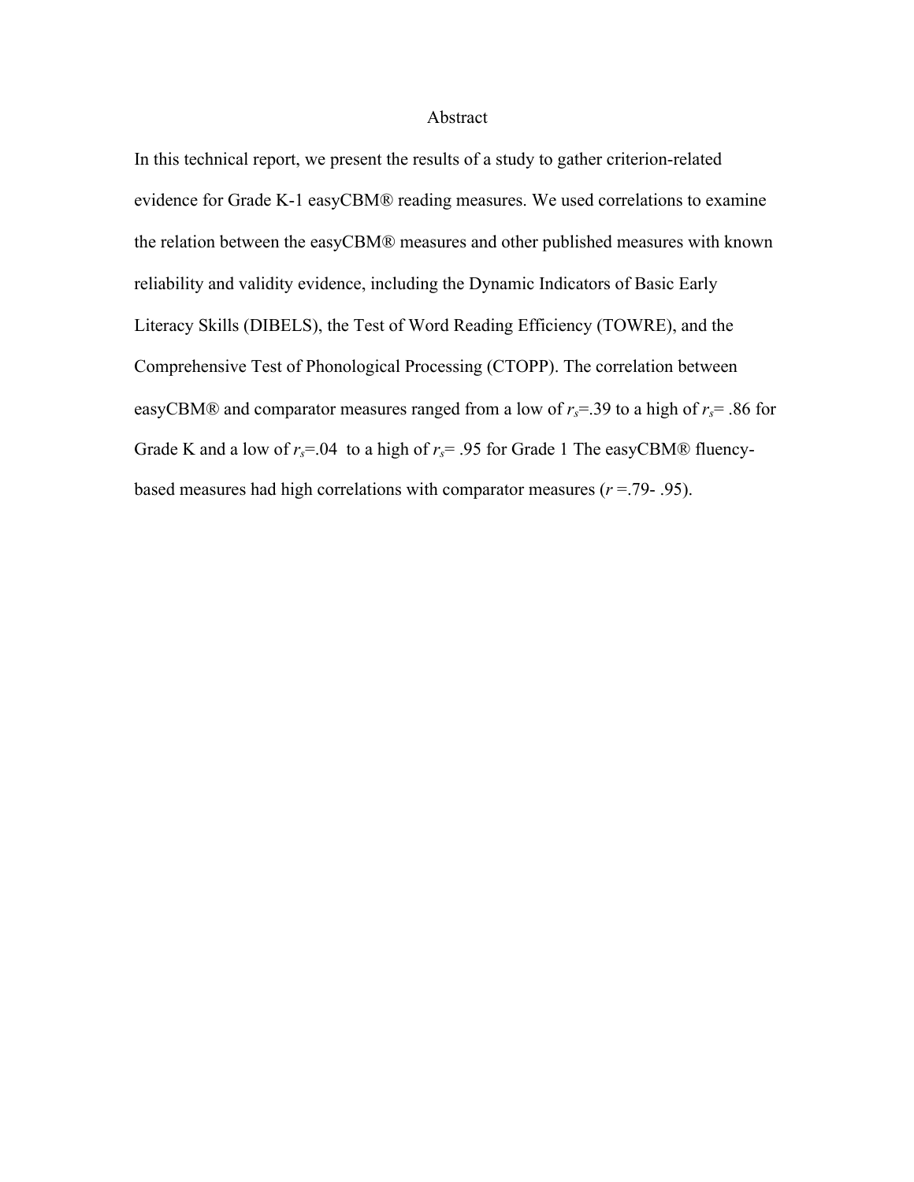# Abstract

In this technical report, we present the results of a study to gather criterion-related evidence for Grade K-1 easyCBM® reading measures. We used correlations to examine the relation between the easyCBM® measures and other published measures with known reliability and validity evidence, including the Dynamic Indicators of Basic Early Literacy Skills (DIBELS), the Test of Word Reading Efficiency (TOWRE), and the Comprehensive Test of Phonological Processing (CTOPP). The correlation between easyCBM® and comparator measures ranged from a low of $r_s$=.39 to a high of $r_s$= .86 for Grade K and a low of $r_s$=.04 to a high of $r_s$= .95 for Grade 1 The easyCBM® fluency-based measures had high correlations with comparator measures ($r$ =.79- .95).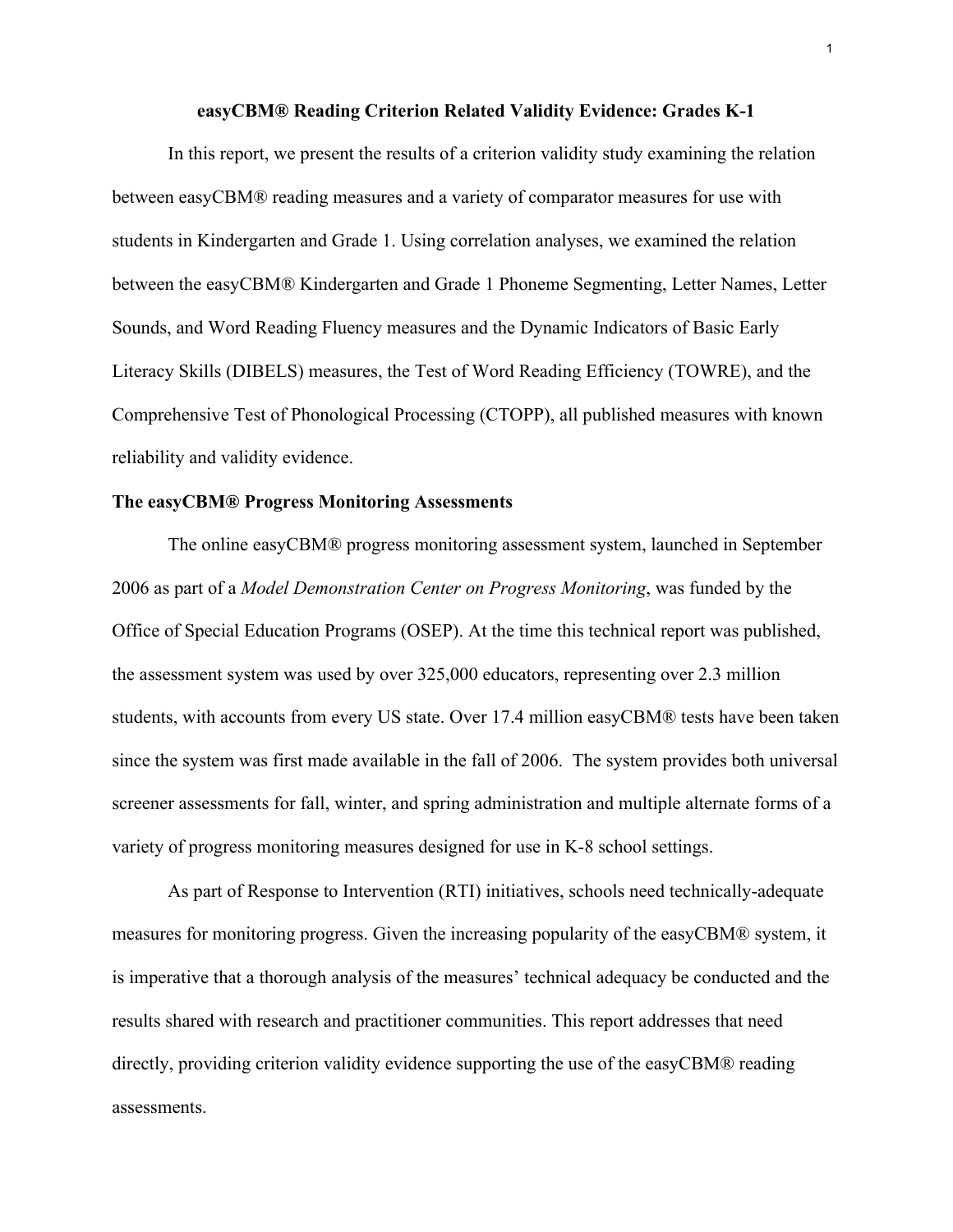# easyCBM® Reading Criterion Related Validity Evidence: Grades K-1

In this report, we present the results of a criterion validity study examining the relation between easyCBM® reading measures and a variety of comparator measures for use with students in Kindergarten and Grade 1. Using correlation analyses, we examined the relation between the easyCBM® Kindergarten and Grade 1 Phoneme Segmenting, Letter Names, Letter Sounds, and Word Reading Fluency measures and the Dynamic Indicators of Basic Early Literacy Skills (DIBELS) measures, the Test of Word Reading Efficiency (TOWRE), and the Comprehensive Test of Phonological Processing (CTOPP), all published measures with known reliability and validity evidence.

## The easyCBM® Progress Monitoring Assessments

The online easyCBM® progress monitoring assessment system, launched in September 2006 as part of a *Model Demonstration Center on Progress Monitoring*, was funded by the Office of Special Education Programs (OSEP). At the time this technical report was published, the assessment system was used by over 325,000 educators, representing over 2.3 million students, with accounts from every US state. Over 17.4 million easyCBM® tests have been taken since the system was first made available in the fall of 2006. The system provides both universal screener assessments for fall, winter, and spring administration and multiple alternate forms of a variety of progress monitoring measures designed for use in K-8 school settings.

As part of Response to Intervention (RTI) initiatives, schools need technically-adequate measures for monitoring progress. Given the increasing popularity of the easyCBM® system, it is imperative that a thorough analysis of the measures' technical adequacy be conducted and the results shared with research and practitioner communities. This report addresses that need directly, providing criterion validity evidence supporting the use of the easyCBM® reading assessments.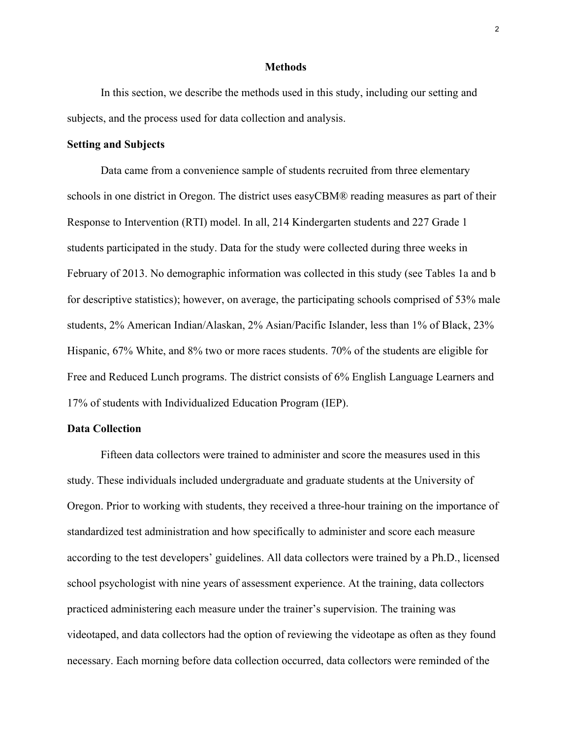## Methods

In this section, we describe the methods used in this study, including our setting and subjects, and the process used for data collection and analysis.

### Setting and Subjects

Data came from a convenience sample of students recruited from three elementary schools in one district in Oregon. The district uses easyCBM® reading measures as part of their Response to Intervention (RTI) model. In all, 214 Kindergarten students and 227 Grade 1 students participated in the study. Data for the study were collected during three weeks in February of 2013. No demographic information was collected in this study (see Tables 1a and b for descriptive statistics); however, on average, the participating schools comprised of 53% male students, 2% American Indian/Alaskan, 2% Asian/Pacific Islander, less than 1% of Black, 23% Hispanic, 67% White, and 8% two or more races students. 70% of the students are eligible for Free and Reduced Lunch programs. The district consists of 6% English Language Learners and 17% of students with Individualized Education Program (IEP).

### Data Collection

Fifteen data collectors were trained to administer and score the measures used in this study. These individuals included undergraduate and graduate students at the University of Oregon. Prior to working with students, they received a three-hour training on the importance of standardized test administration and how specifically to administer and score each measure according to the test developers' guidelines. All data collectors were trained by a Ph.D., licensed school psychologist with nine years of assessment experience. At the training, data collectors practiced administering each measure under the trainer's supervision. The training was videotaped, and data collectors had the option of reviewing the videotape as often as they found necessary. Each morning before data collection occurred, data collectors were reminded of the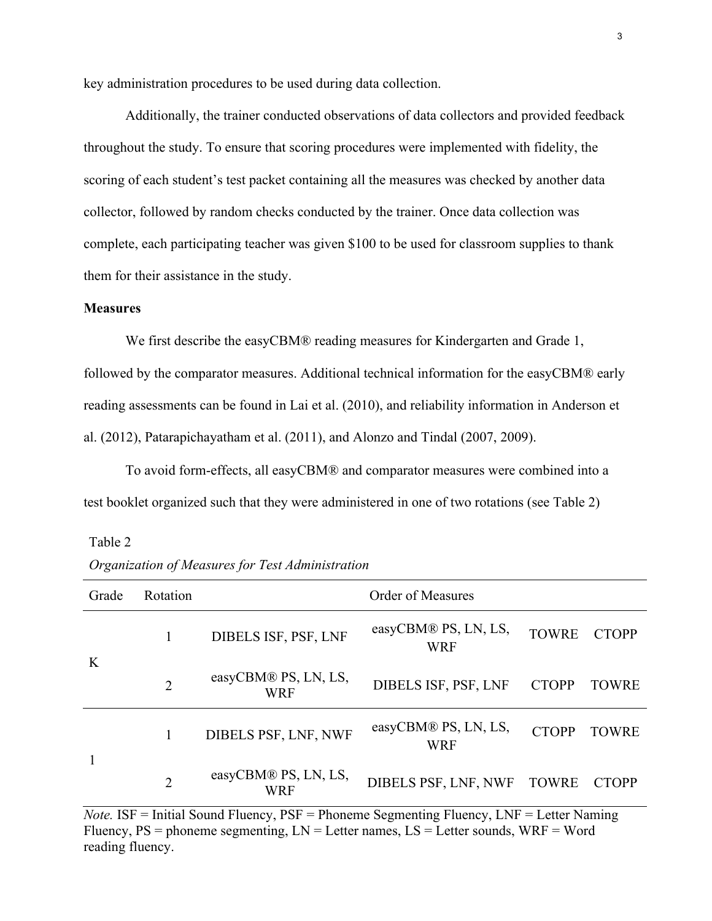key administration procedures to be used during data collection.

Additionally, the trainer conducted observations of data collectors and provided feedback throughout the study. To ensure that scoring procedures were implemented with fidelity, the scoring of each student's test packet containing all the measures was checked by another data collector, followed by random checks conducted by the trainer. Once data collection was complete, each participating teacher was given $100 to be used for classroom supplies to thank them for their assistance in the study.

**Measures**

We first describe the easyCBM® reading measures for Kindergarten and Grade 1, followed by the comparator measures. Additional technical information for the easyCBM® early reading assessments can be found in Lai et al. (2010), and reliability information in Anderson et al. (2012), Patarapichayatham et al. (2011), and Alonzo and Tindal (2007, 2009).

To avoid form-effects, all easyCBM® and comparator measures were combined into a test booklet organized such that they were administered in one of two rotations (see Table 2)

Table 2

*Organization of Measures for Test Administration*

| Grade | Rotation | Order of Measures | | | |
|---|---|---|---|---|---|
| K | 1 | DIBELS ISF, PSF, LNF | easyCBM® PS, LN, LS, WRF | TOWRE | CTOPP |
| | 2 | easyCBM® PS, LN, LS, WRF | DIBELS ISF, PSF, LNF | CTOPP | TOWRE |
| 1 | 1 | DIBELS PSF, LNF, NWF | easyCBM® PS, LN, LS, WRF | CTOPP | TOWRE |
| | 2 | easyCBM® PS, LN, LS, WRF | DIBELS PSF, LNF, NWF | TOWRE | CTOPP |

*Note.* ISF = Initial Sound Fluency, PSF = Phoneme Segmenting Fluency, LNF = Letter Naming Fluency, PS = phoneme segmenting, LN = Letter names, LS = Letter sounds, WRF = Word reading fluency.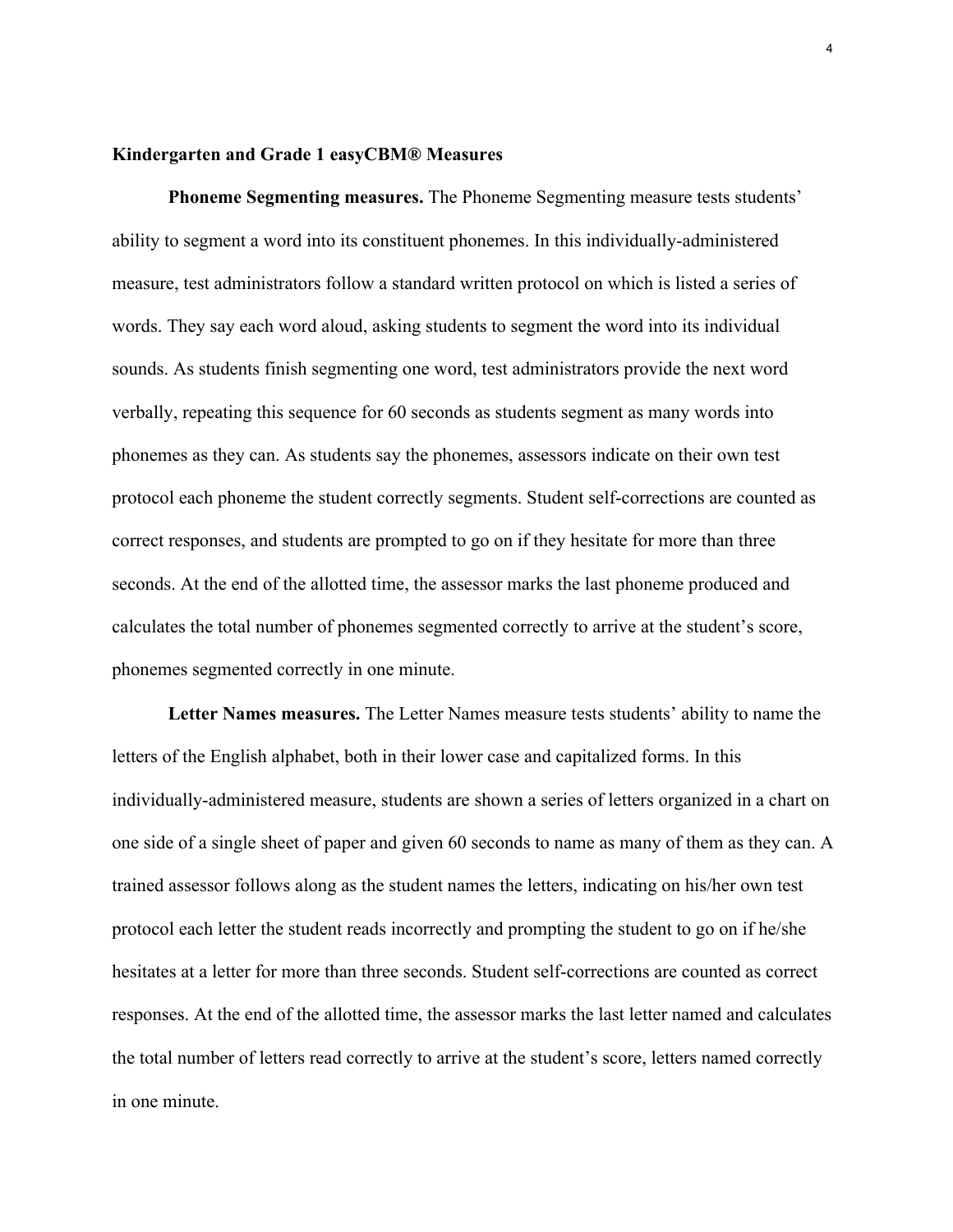**Kindergarten and Grade 1 easyCBM® Measures**

**Phoneme Segmenting measures.** The Phoneme Segmenting measure tests students' ability to segment a word into its constituent phonemes. In this individually-administered measure, test administrators follow a standard written protocol on which is listed a series of words. They say each word aloud, asking students to segment the word into its individual sounds. As students finish segmenting one word, test administrators provide the next word verbally, repeating this sequence for 60 seconds as students segment as many words into phonemes as they can. As students say the phonemes, assessors indicate on their own test protocol each phoneme the student correctly segments. Student self-corrections are counted as correct responses, and students are prompted to go on if they hesitate for more than three seconds. At the end of the allotted time, the assessor marks the last phoneme produced and calculates the total number of phonemes segmented correctly to arrive at the student's score, phonemes segmented correctly in one minute.

**Letter Names measures.** The Letter Names measure tests students' ability to name the letters of the English alphabet, both in their lower case and capitalized forms. In this individually-administered measure, students are shown a series of letters organized in a chart on one side of a single sheet of paper and given 60 seconds to name as many of them as they can. A trained assessor follows along as the student names the letters, indicating on his/her own test protocol each letter the student reads incorrectly and prompting the student to go on if he/she hesitates at a letter for more than three seconds. Student self-corrections are counted as correct responses. At the end of the allotted time, the assessor marks the last letter named and calculates the total number of letters read correctly to arrive at the student's score, letters named correctly in one minute.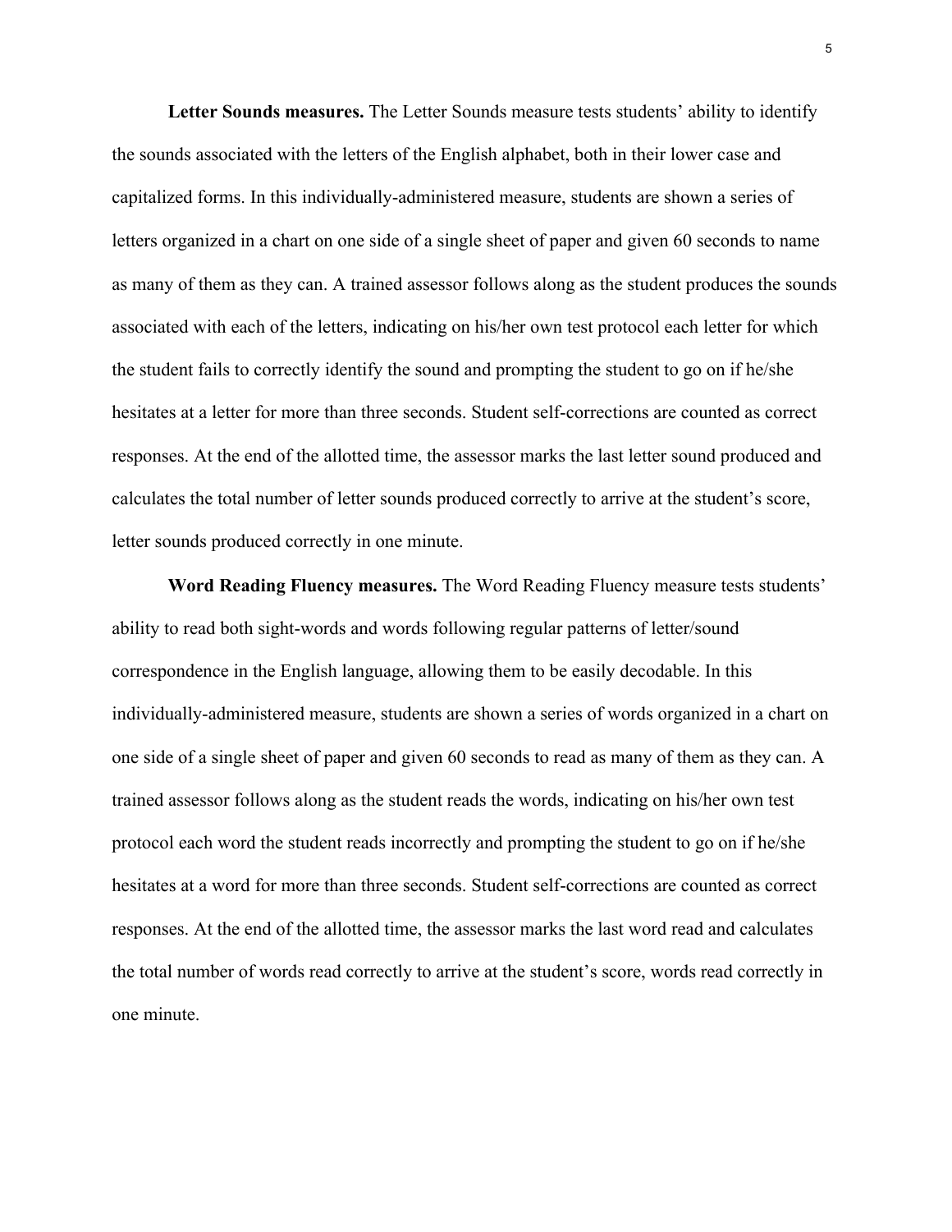**Letter Sounds measures.** The Letter Sounds measure tests students' ability to identify the sounds associated with the letters of the English alphabet, both in their lower case and capitalized forms. In this individually-administered measure, students are shown a series of letters organized in a chart on one side of a single sheet of paper and given 60 seconds to name as many of them as they can. A trained assessor follows along as the student produces the sounds associated with each of the letters, indicating on his/her own test protocol each letter for which the student fails to correctly identify the sound and prompting the student to go on if he/she hesitates at a letter for more than three seconds. Student self-corrections are counted as correct responses. At the end of the allotted time, the assessor marks the last letter sound produced and calculates the total number of letter sounds produced correctly to arrive at the student's score, letter sounds produced correctly in one minute.

**Word Reading Fluency measures.** The Word Reading Fluency measure tests students' ability to read both sight-words and words following regular patterns of letter/sound correspondence in the English language, allowing them to be easily decodable. In this individually-administered measure, students are shown a series of words organized in a chart on one side of a single sheet of paper and given 60 seconds to read as many of them as they can. A trained assessor follows along as the student reads the words, indicating on his/her own test protocol each word the student reads incorrectly and prompting the student to go on if he/she hesitates at a word for more than three seconds. Student self-corrections are counted as correct responses. At the end of the allotted time, the assessor marks the last word read and calculates the total number of words read correctly to arrive at the student's score, words read correctly in one minute.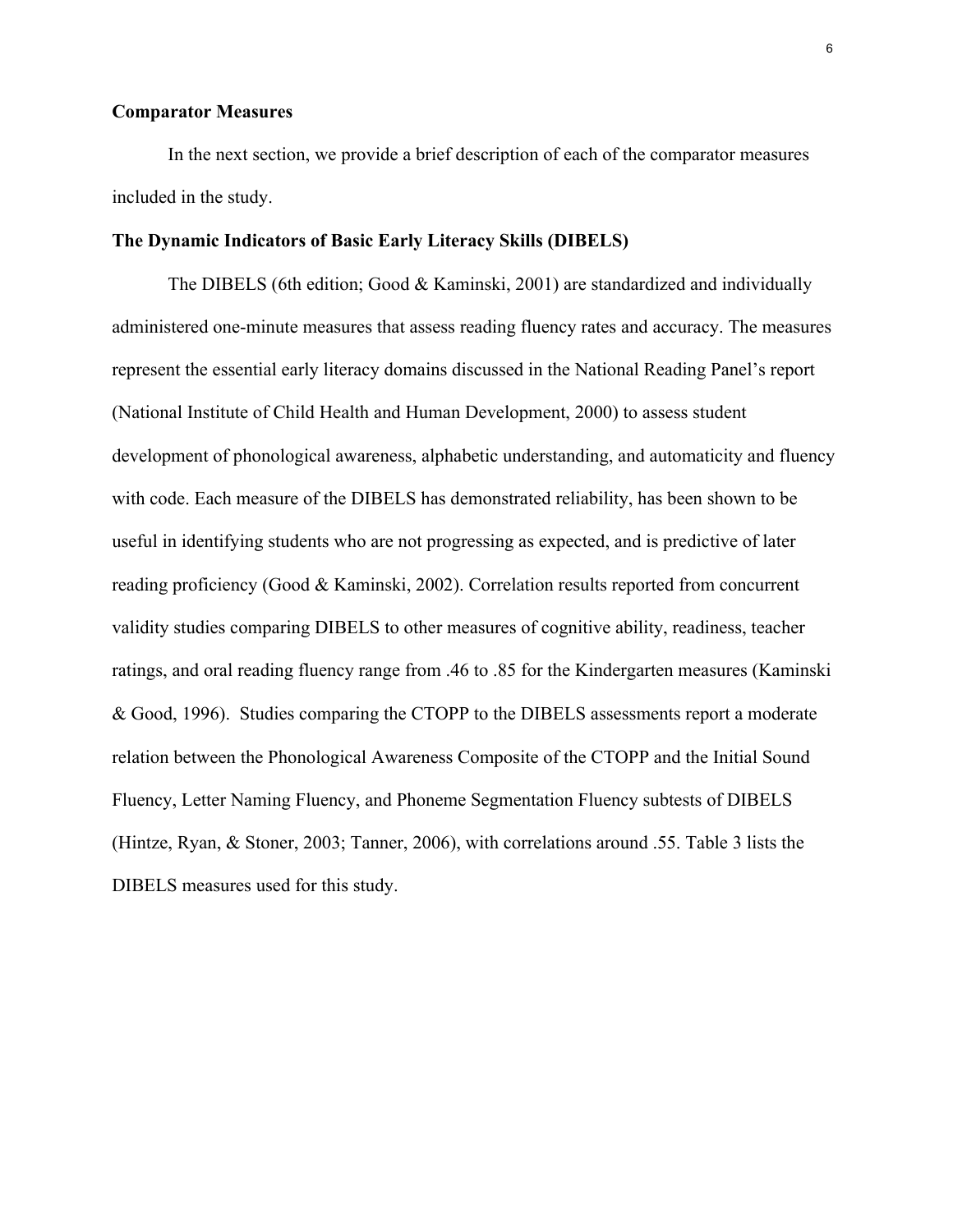### Comparator Measures

In the next section, we provide a brief description of each of the comparator measures included in the study.

### The Dynamic Indicators of Basic Early Literacy Skills (DIBELS)

The DIBELS (6th edition; Good & Kaminski, 2001) are standardized and individually administered one-minute measures that assess reading fluency rates and accuracy. The measures represent the essential early literacy domains discussed in the National Reading Panel's report (National Institute of Child Health and Human Development, 2000) to assess student development of phonological awareness, alphabetic understanding, and automaticity and fluency with code. Each measure of the DIBELS has demonstrated reliability, has been shown to be useful in identifying students who are not progressing as expected, and is predictive of later reading proficiency (Good & Kaminski, 2002). Correlation results reported from concurrent validity studies comparing DIBELS to other measures of cognitive ability, readiness, teacher ratings, and oral reading fluency range from .46 to .85 for the Kindergarten measures (Kaminski & Good, 1996). Studies comparing the CTOPP to the DIBELS assessments report a moderate relation between the Phonological Awareness Composite of the CTOPP and the Initial Sound Fluency, Letter Naming Fluency, and Phoneme Segmentation Fluency subtests of DIBELS (Hintze, Ryan, & Stoner, 2003; Tanner, 2006), with correlations around .55. Table 3 lists the DIBELS measures used for this study.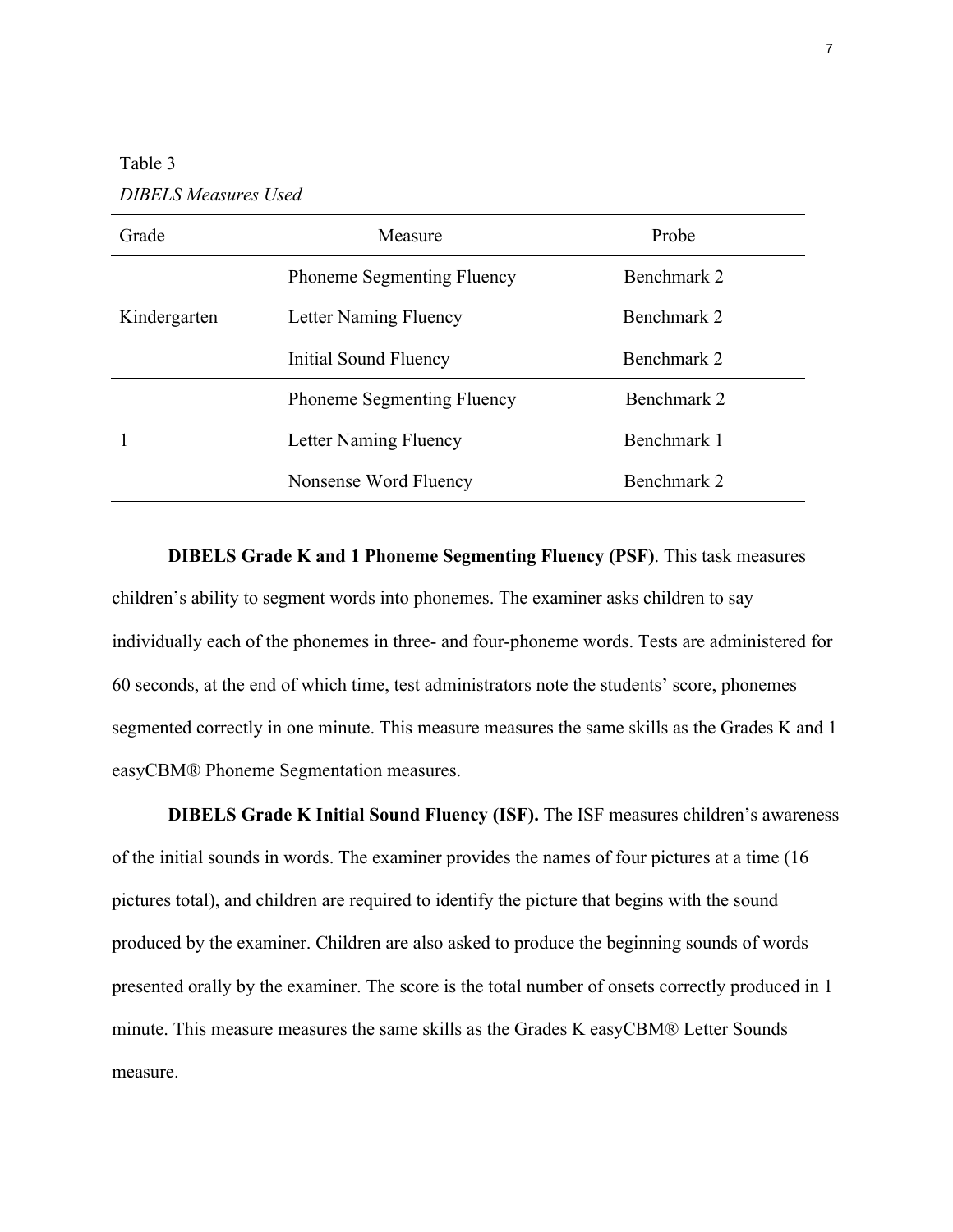Table 3

*DIBELS Measures Used*

| Grade | Measure | Probe |
| --- | --- | --- |
| | Phoneme Segmenting Fluency | Benchmark 2 |
| Kindergarten | Letter Naming Fluency | Benchmark 2 |
| | Initial Sound Fluency | Benchmark 2 |
| | Phoneme Segmenting Fluency | Benchmark 2 |
| 1 | Letter Naming Fluency | Benchmark 1 |
| | Nonsense Word Fluency | Benchmark 2 |

**DIBELS Grade K and 1 Phoneme Segmenting Fluency (PSF)**. This task measures children's ability to segment words into phonemes. The examiner asks children to say individually each of the phonemes in three- and four-phoneme words. Tests are administered for 60 seconds, at the end of which time, test administrators note the students' score, phonemes segmented correctly in one minute. This measure measures the same skills as the Grades K and 1 easyCBM® Phoneme Segmentation measures.

**DIBELS Grade K Initial Sound Fluency (ISF).** The ISF measures children's awareness of the initial sounds in words. The examiner provides the names of four pictures at a time (16 pictures total), and children are required to identify the picture that begins with the sound produced by the examiner. Children are also asked to produce the beginning sounds of words presented orally by the examiner. The score is the total number of onsets correctly produced in 1 minute. This measure measures the same skills as the Grades K easyCBM® Letter Sounds measure.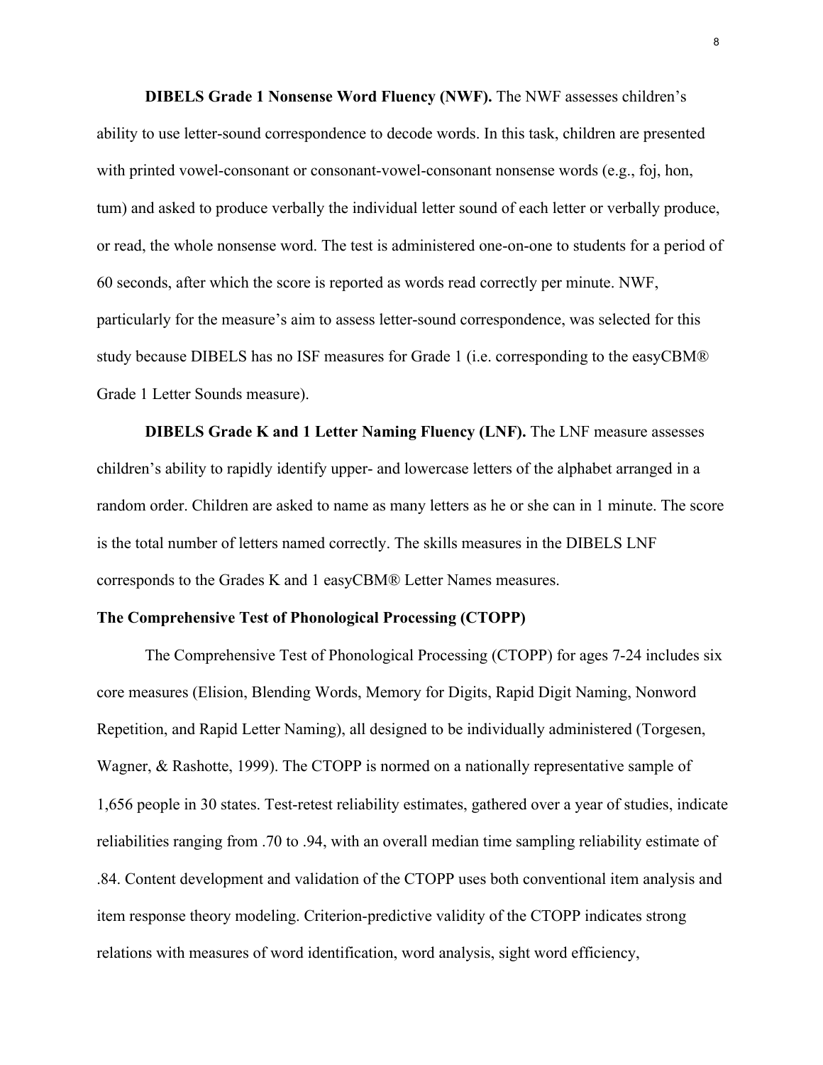**DIBELS Grade 1 Nonsense Word Fluency (NWF).** The NWF assesses children's ability to use letter-sound correspondence to decode words. In this task, children are presented with printed vowel-consonant or consonant-vowel-consonant nonsense words (e.g., foj, hon, tum) and asked to produce verbally the individual letter sound of each letter or verbally produce, or read, the whole nonsense word. The test is administered one-on-one to students for a period of 60 seconds, after which the score is reported as words read correctly per minute. NWF, particularly for the measure's aim to assess letter-sound correspondence, was selected for this study because DIBELS has no ISF measures for Grade 1 (i.e. corresponding to the easyCBM® Grade 1 Letter Sounds measure).

**DIBELS Grade K and 1 Letter Naming Fluency (LNF).** The LNF measure assesses children's ability to rapidly identify upper- and lowercase letters of the alphabet arranged in a random order. Children are asked to name as many letters as he or she can in 1 minute. The score is the total number of letters named correctly. The skills measures in the DIBELS LNF corresponds to the Grades K and 1 easyCBM® Letter Names measures.

**The Comprehensive Test of Phonological Processing (CTOPP)**

The Comprehensive Test of Phonological Processing (CTOPP) for ages 7-24 includes six core measures (Elision, Blending Words, Memory for Digits, Rapid Digit Naming, Nonword Repetition, and Rapid Letter Naming), all designed to be individually administered (Torgesen, Wagner, & Rashotte, 1999). The CTOPP is normed on a nationally representative sample of 1,656 people in 30 states. Test-retest reliability estimates, gathered over a year of studies, indicate reliabilities ranging from .70 to .94, with an overall median time sampling reliability estimate of .84. Content development and validation of the CTOPP uses both conventional item analysis and item response theory modeling. Criterion-predictive validity of the CTOPP indicates strong relations with measures of word identification, word analysis, sight word efficiency,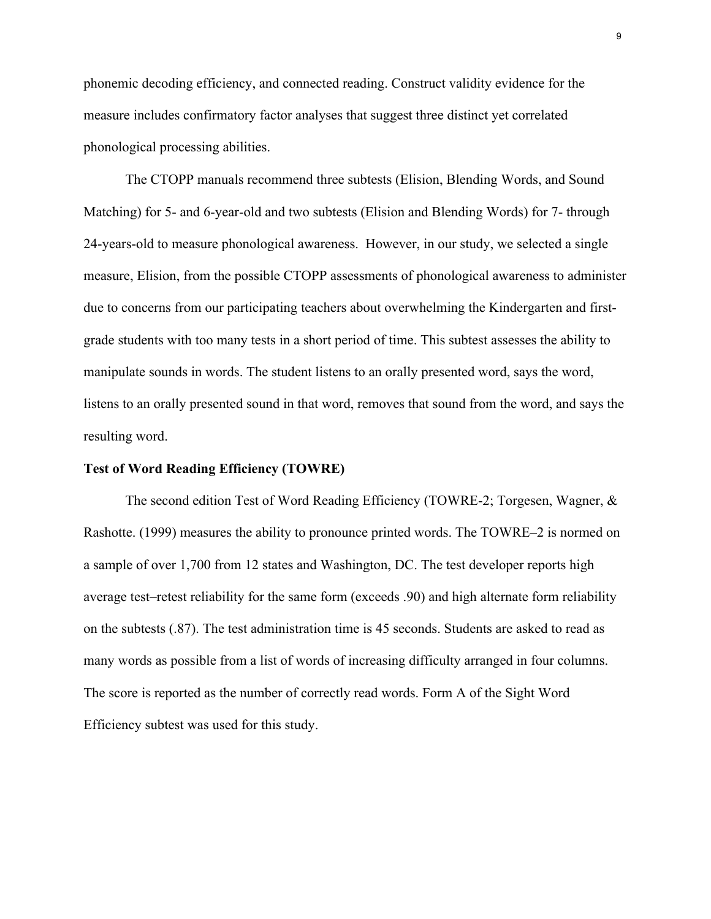phonemic decoding efficiency, and connected reading. Construct validity evidence for the measure includes confirmatory factor analyses that suggest three distinct yet correlated phonological processing abilities.

The CTOPP manuals recommend three subtests (Elision, Blending Words, and Sound Matching) for 5- and 6-year-old and two subtests (Elision and Blending Words) for 7- through 24-years-old to measure phonological awareness. However, in our study, we selected a single measure, Elision, from the possible CTOPP assessments of phonological awareness to administer due to concerns from our participating teachers about overwhelming the Kindergarten and first-grade students with too many tests in a short period of time. This subtest assesses the ability to manipulate sounds in words. The student listens to an orally presented word, says the word, listens to an orally presented sound in that word, removes that sound from the word, and says the resulting word.

**Test of Word Reading Efficiency (TOWRE)**

The second edition Test of Word Reading Efficiency (TOWRE-2; Torgesen, Wagner, & Rashotte. (1999) measures the ability to pronounce printed words. The TOWRE–2 is normed on a sample of over 1,700 from 12 states and Washington, DC. The test developer reports high average test–retest reliability for the same form (exceeds .90) and high alternate form reliability on the subtests (.87). The test administration time is 45 seconds. Students are asked to read as many words as possible from a list of words of increasing difficulty arranged in four columns. The score is reported as the number of correctly read words. Form A of the Sight Word Efficiency subtest was used for this study.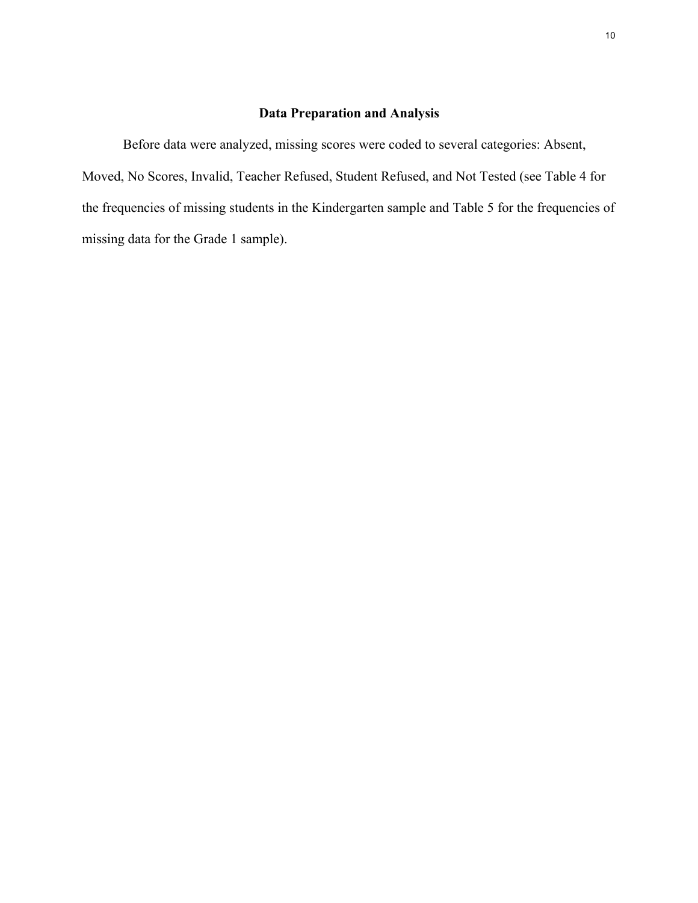## Data Preparation and Analysis

Before data were analyzed, missing scores were coded to several categories: Absent, Moved, No Scores, Invalid, Teacher Refused, Student Refused, and Not Tested (see Table 4 for the frequencies of missing students in the Kindergarten sample and Table 5 for the frequencies of missing data for the Grade 1 sample).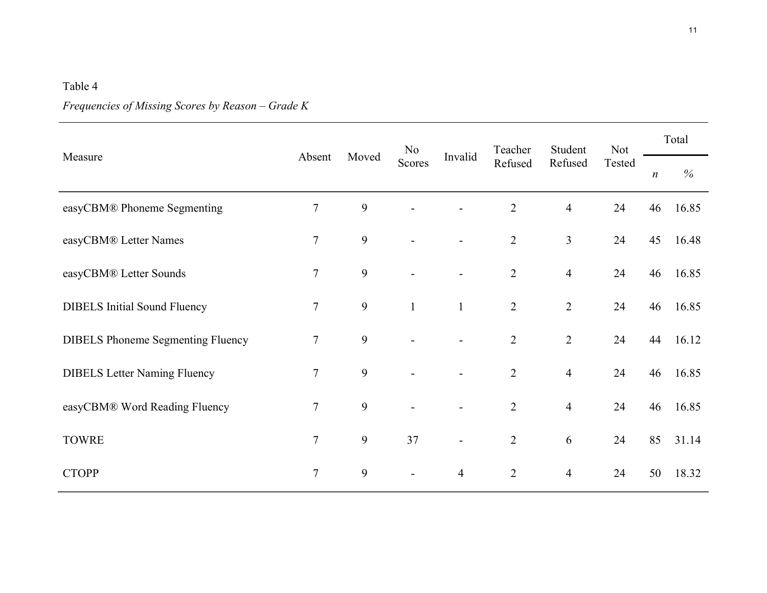Table 4

*Frequencies of Missing Scores by Reason – Grade K*

| Measure | Absent | Moved | No Scores | Invalid | Teacher Refused | Student Refused | Not Tested | Total | |
|---|---|---|---|---|---|---|---|---|---|
| | | | | | | | | *n* | % |
| easyCBM® Phoneme Segmenting | 7 | 9 | - | - | 2 | 4 | 24 | 46 | 16.85 |
| easyCBM® Letter Names | 7 | 9 | - | - | 2 | 3 | 24 | 45 | 16.48 |
| easyCBM® Letter Sounds | 7 | 9 | - | - | 2 | 4 | 24 | 46 | 16.85 |
| DIBELS Initial Sound Fluency | 7 | 9 | 1 | 1 | 2 | 2 | 24 | 46 | 16.85 |
| DIBELS Phoneme Segmenting Fluency | 7 | 9 | - | - | 2 | 2 | 24 | 44 | 16.12 |
| DIBELS Letter Naming Fluency | 7 | 9 | - | - | 2 | 4 | 24 | 46 | 16.85 |
| easyCBM® Word Reading Fluency | 7 | 9 | - | - | 2 | 4 | 24 | 46 | 16.85 |
| TOWRE | 7 | 9 | 37 | - | 2 | 6 | 24 | 85 | 31.14 |
| CTOPP | 7 | 9 | - | 4 | 2 | 4 | 24 | 50 | 18.32 |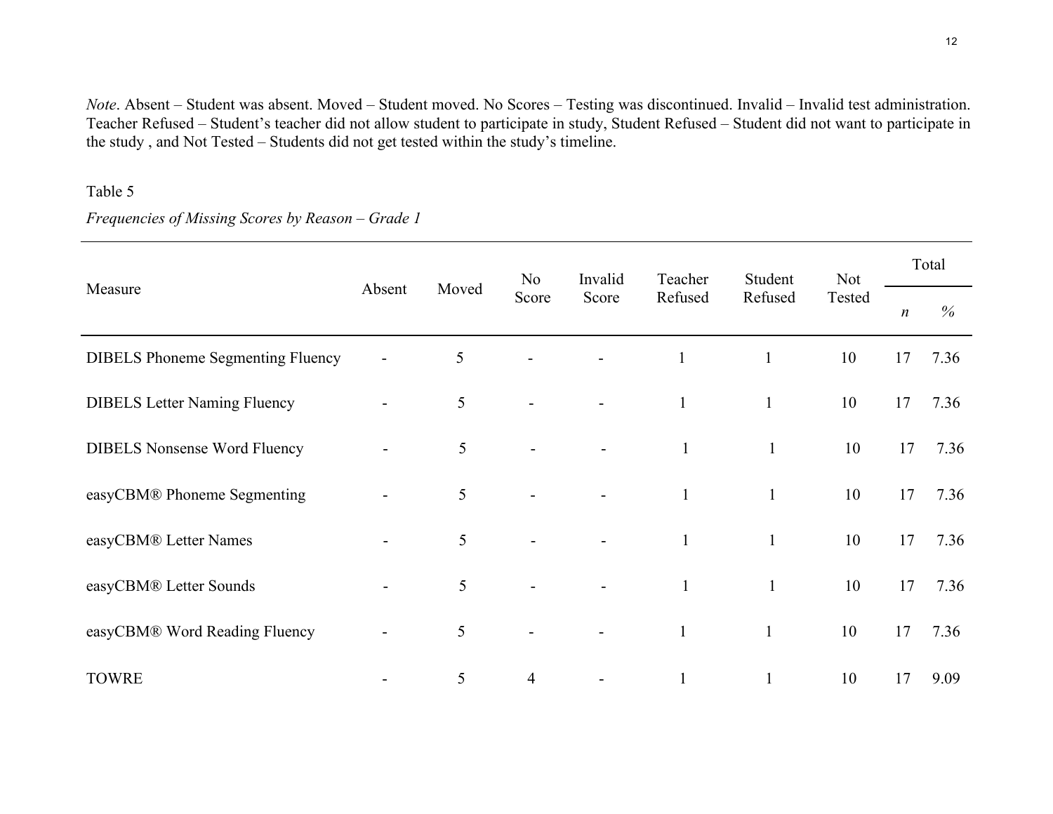*Note*. Absent – Student was absent. Moved – Student moved. No Scores – Testing was discontinued. Invalid – Invalid test administration. Teacher Refused – Student's teacher did not allow student to participate in study, Student Refused – Student did not want to participate in the study , and Not Tested – Students did not get tested within the study's timeline.

Table 5

*Frequencies of Missing Scores by Reason – Grade 1*

| Measure | Absent | Moved | No Score | Invalid Score | Teacher Refused | Student Refused | Not Tested | Total | |
|---|---|---|---|---|---|---|---|---|---|
| | | | | | | | | *n* | % |
| DIBELS Phoneme Segmenting Fluency | - | 5 | - | - | 1 | 1 | 10 | 17 | 7.36 |
| DIBELS Letter Naming Fluency | - | 5 | - | - | 1 | 1 | 10 | 17 | 7.36 |
| DIBELS Nonsense Word Fluency | - | 5 | - | - | 1 | 1 | 10 | 17 | 7.36 |
| easyCBM® Phoneme Segmenting | - | 5 | - | - | 1 | 1 | 10 | 17 | 7.36 |
| easyCBM® Letter Names | - | 5 | - | - | 1 | 1 | 10 | 17 | 7.36 |
| easyCBM® Letter Sounds | - | 5 | - | - | 1 | 1 | 10 | 17 | 7.36 |
| easyCBM® Word Reading Fluency | - | 5 | - | - | 1 | 1 | 10 | 17 | 7.36 |
| TOWRE | - | 5 | 4 | - | 1 | 1 | 10 | 17 | 9.09 |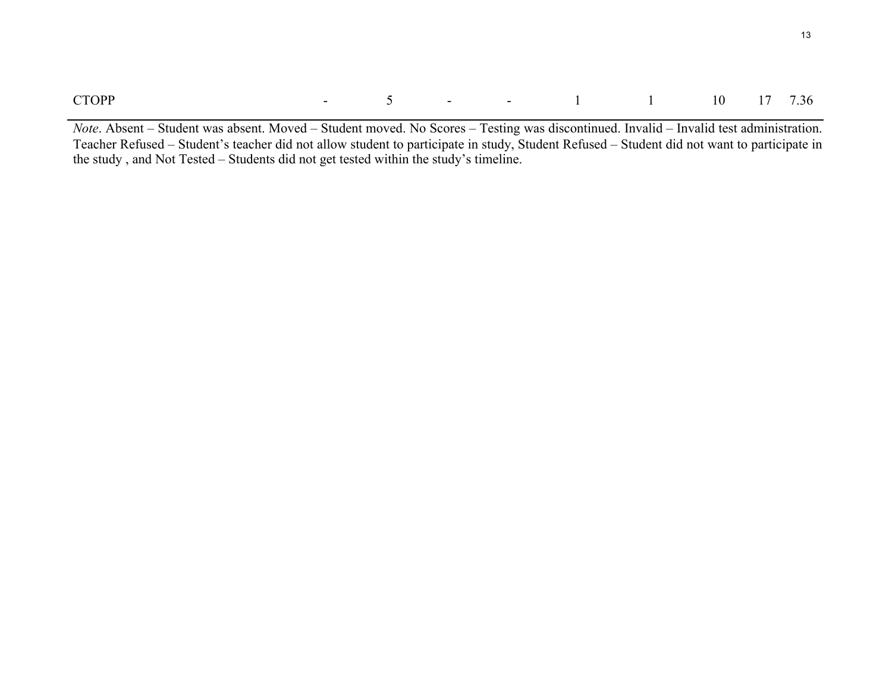| | | | | | | | | | |
|---|---|---|---|---|---|---|---|---|---|
| CTOPP | - | 5 | - | - | 1 | 1 | 10 | 17 | 7.36 |

*Note*. Absent – Student was absent. Moved – Student moved. No Scores – Testing was discontinued. Invalid – Invalid test administration. Teacher Refused – Student's teacher did not allow student to participate in study, Student Refused – Student did not want to participate in the study , and Not Tested – Students did not get tested within the study's timeline.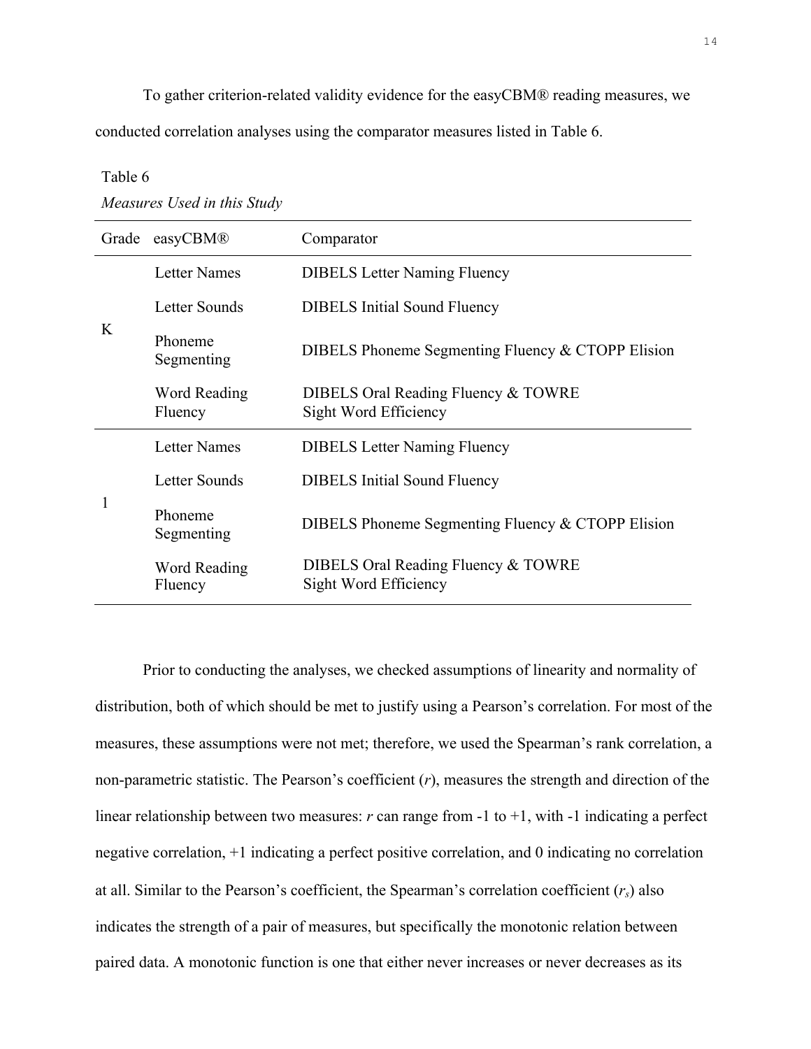To gather criterion-related validity evidence for the easyCBM® reading measures, we conducted correlation analyses using the comparator measures listed in Table 6.

Table 6

*Measures Used in this Study*

| Grade | easyCBM® | Comparator |
|---|---|---|
| K | Letter Names | DIBELS Letter Naming Fluency |
| | Letter Sounds | DIBELS Initial Sound Fluency |
| | Phoneme Segmenting | DIBELS Phoneme Segmenting Fluency & CTOPP Elision |
| | Word Reading Fluency | DIBELS Oral Reading Fluency & TOWRE Sight Word Efficiency |
| 1 | Letter Names | DIBELS Letter Naming Fluency |
| | Letter Sounds | DIBELS Initial Sound Fluency |
| | Phoneme Segmenting | DIBELS Phoneme Segmenting Fluency & CTOPP Elision |
| | Word Reading Fluency | DIBELS Oral Reading Fluency & TOWRE Sight Word Efficiency |

Prior to conducting the analyses, we checked assumptions of linearity and normality of distribution, both of which should be met to justify using a Pearson's correlation. For most of the measures, these assumptions were not met; therefore, we used the Spearman's rank correlation, a non-parametric statistic. The Pearson's coefficient ($r$), measures the strength and direction of the linear relationship between two measures: $r$ can range from -1 to +1, with -1 indicating a perfect negative correlation, +1 indicating a perfect positive correlation, and 0 indicating no correlation at all. Similar to the Pearson's coefficient, the Spearman's correlation coefficient ($r_s$) also indicates the strength of a pair of measures, but specifically the monotonic relation between paired data. A monotonic function is one that either never increases or never decreases as its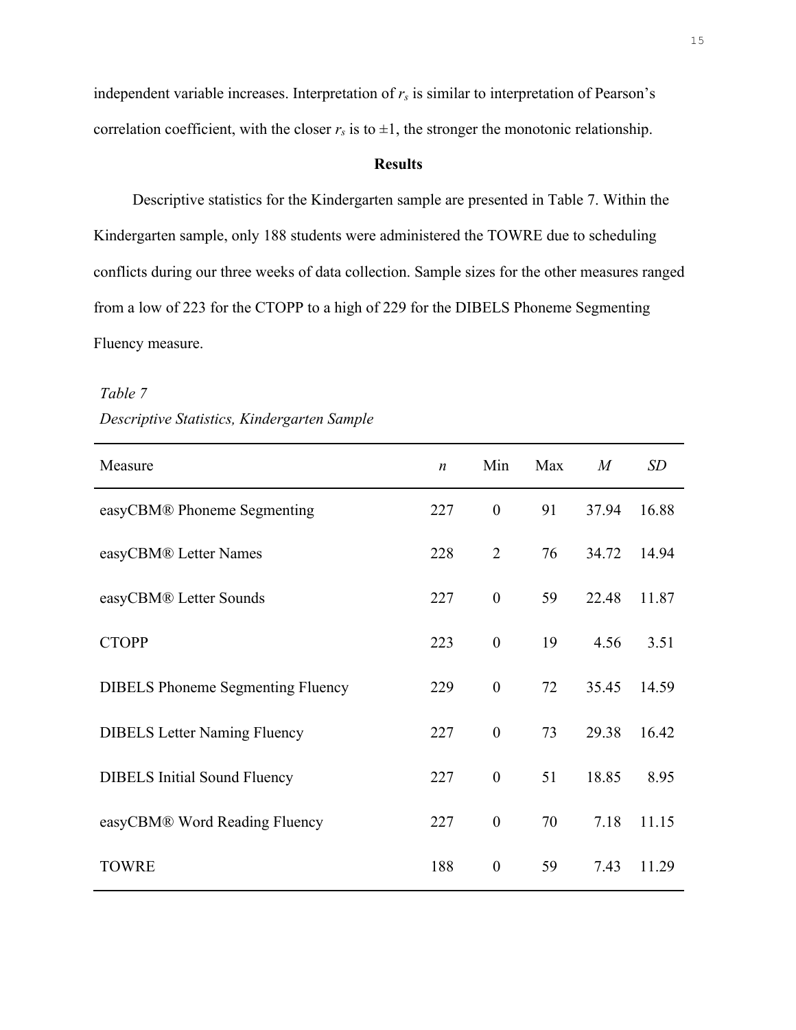independent variable increases. Interpretation of $r_s$ is similar to interpretation of Pearson's correlation coefficient, with the closer $r_s$ is to ±1, the stronger the monotonic relationship.

## Results

Descriptive statistics for the Kindergarten sample are presented in Table 7. Within the Kindergarten sample, only 188 students were administered the TOWRE due to scheduling conflicts during our three weeks of data collection. Sample sizes for the other measures ranged from a low of 223 for the CTOPP to a high of 229 for the DIBELS Phoneme Segmenting Fluency measure.

*Table 7*

*Descriptive Statistics, Kindergarten Sample*

| Measure | *n* | Min | Max | *M* | *SD* |
|---|---|---|---|---|---|
| easyCBM® Phoneme Segmenting | 227 | 0 | 91 | 37.94 | 16.88 |
| easyCBM® Letter Names | 228 | 2 | 76 | 34.72 | 14.94 |
| easyCBM® Letter Sounds | 227 | 0 | 59 | 22.48 | 11.87 |
| CTOPP | 223 | 0 | 19 | 4.56 | 3.51 |
| DIBELS Phoneme Segmenting Fluency | 229 | 0 | 72 | 35.45 | 14.59 |
| DIBELS Letter Naming Fluency | 227 | 0 | 73 | 29.38 | 16.42 |
| DIBELS Initial Sound Fluency | 227 | 0 | 51 | 18.85 | 8.95 |
| easyCBM® Word Reading Fluency | 227 | 0 | 70 | 7.18 | 11.15 |
| TOWRE | 188 | 0 | 59 | 7.43 | 11.29 |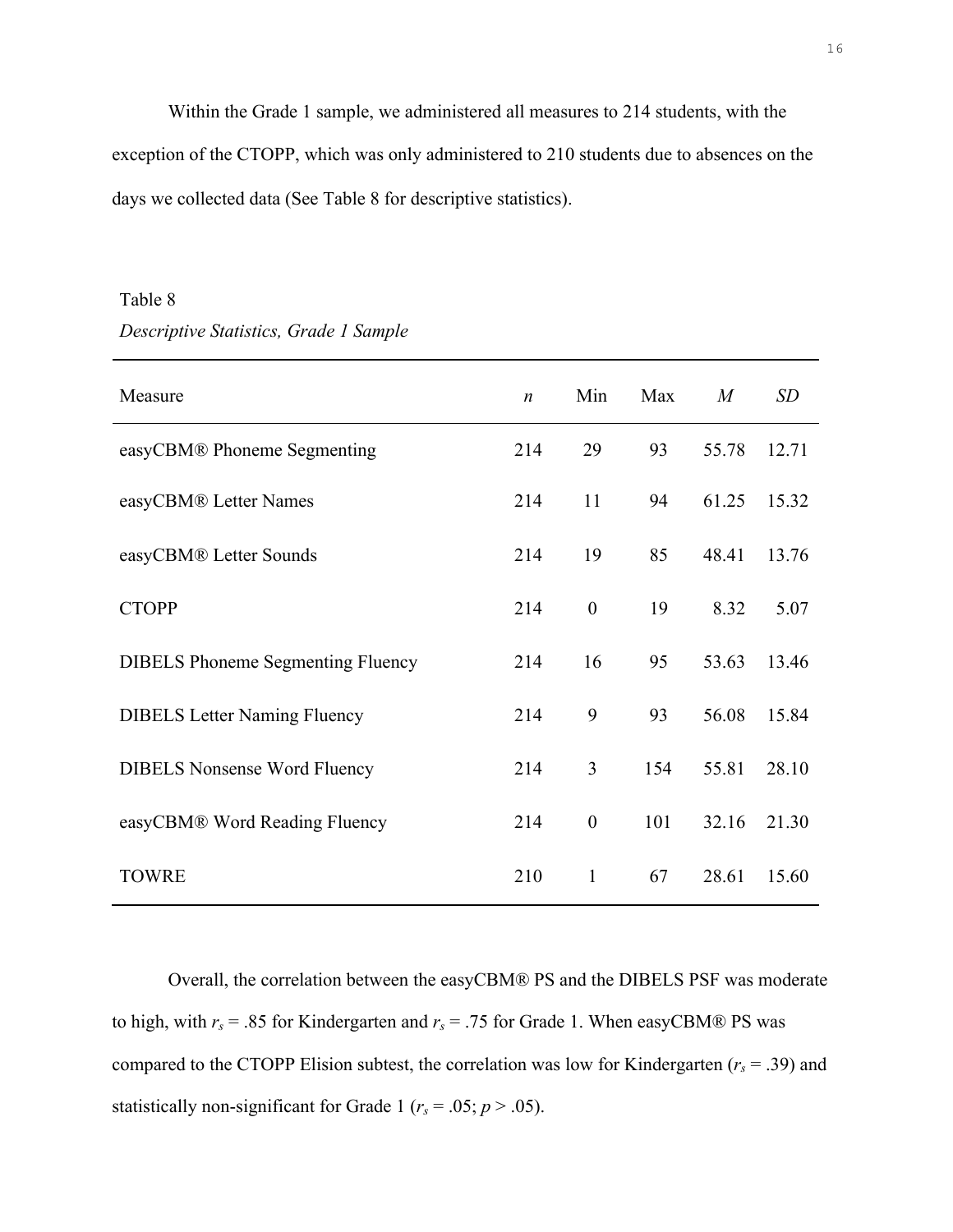Within the Grade 1 sample, we administered all measures to 214 students, with the exception of the CTOPP, which was only administered to 210 students due to absences on the days we collected data (See Table 8 for descriptive statistics).

Table 8

*Descriptive Statistics, Grade 1 Sample*

| Measure | *n* | Min | Max | *M* | *SD* |
|---|---|---|---|---|---|
| easyCBM® Phoneme Segmenting | 214 | 29 | 93 | 55.78 | 12.71 |
| easyCBM® Letter Names | 214 | 11 | 94 | 61.25 | 15.32 |
| easyCBM® Letter Sounds | 214 | 19 | 85 | 48.41 | 13.76 |
| CTOPP | 214 | 0 | 19 | 8.32 | 5.07 |
| DIBELS Phoneme Segmenting Fluency | 214 | 16 | 95 | 53.63 | 13.46 |
| DIBELS Letter Naming Fluency | 214 | 9 | 93 | 56.08 | 15.84 |
| DIBELS Nonsense Word Fluency | 214 | 3 | 154 | 55.81 | 28.10 |
| easyCBM® Word Reading Fluency | 214 | 0 | 101 | 32.16 | 21.30 |
| TOWRE | 210 | 1 | 67 | 28.61 | 15.60 |

Overall, the correlation between the easyCBM® PS and the DIBELS PSF was moderate to high, with $r_s = .85$ for Kindergarten and $r_s = .75$ for Grade 1. When easyCBM® PS was compared to the CTOPP Elision subtest, the correlation was low for Kindergarten ($r_s = .39$) and statistically non-significant for Grade 1 ($r_s = .05$; $p > .05$).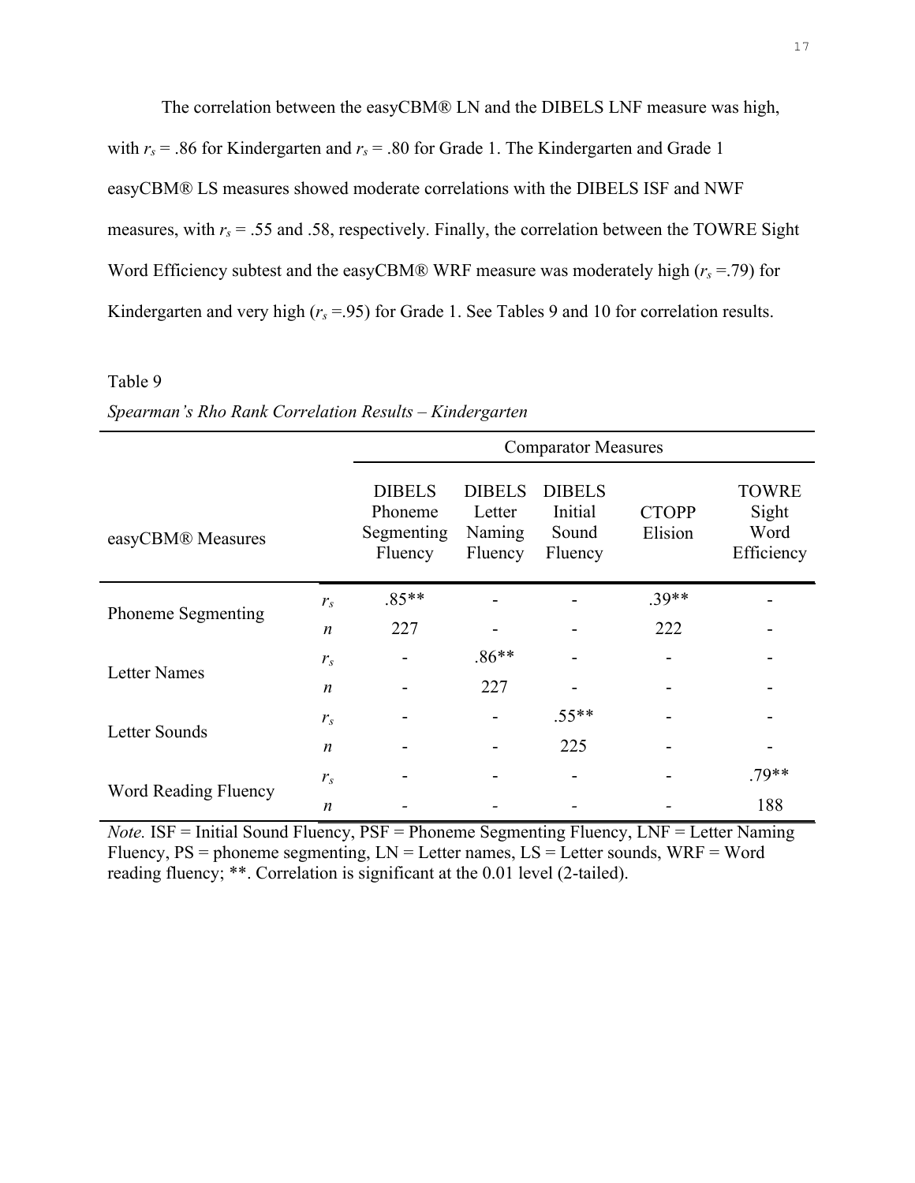The correlation between the easyCBM® LN and the DIBELS LNF measure was high, with $r_s$ = .86 for Kindergarten and $r_s$ = .80 for Grade 1. The Kindergarten and Grade 1 easyCBM® LS measures showed moderate correlations with the DIBELS ISF and NWF measures, with $r_s$ = .55 and .58, respectively. Finally, the correlation between the TOWRE Sight Word Efficiency subtest and the easyCBM® WRF measure was moderately high ($r_s$ =.79) for Kindergarten and very high ($r_s$ =.95) for Grade 1. See Tables 9 and 10 for correlation results.

Table 9

*Spearman's Rho Rank Correlation Results – Kindergarten*

| | | Comparator Measures | | | | |
|---|---|---|---|---|---|---|
| easyCBM® Measures | | DIBELS Phoneme Segmenting Fluency | DIBELS Letter Naming Fluency | DIBELS Initial Sound Fluency | CTOPP Elision | TOWRE Sight Word Efficiency |
| Phoneme Segmenting | $r_s$ | .85** | - | - | .39** | - |
| | $n$ | 227 | - | - | 222 | - |
| Letter Names | $r_s$ | - | .86** | - | - | - |
| | $n$ | - | 227 | - | - | - |
| Letter Sounds | $r_s$ | - | - | .55** | - | - |
| | $n$ | - | - | 225 | - | - |
| Word Reading Fluency | $r_s$ | - | - | - | - | .79** |
| | $n$ | - | - | - | - | 188 |

*Note.* ISF = Initial Sound Fluency, PSF = Phoneme Segmenting Fluency, LNF = Letter Naming Fluency, PS = phoneme segmenting, LN = Letter names, LS = Letter sounds, WRF = Word reading fluency; **. Correlation is significant at the 0.01 level (2-tailed).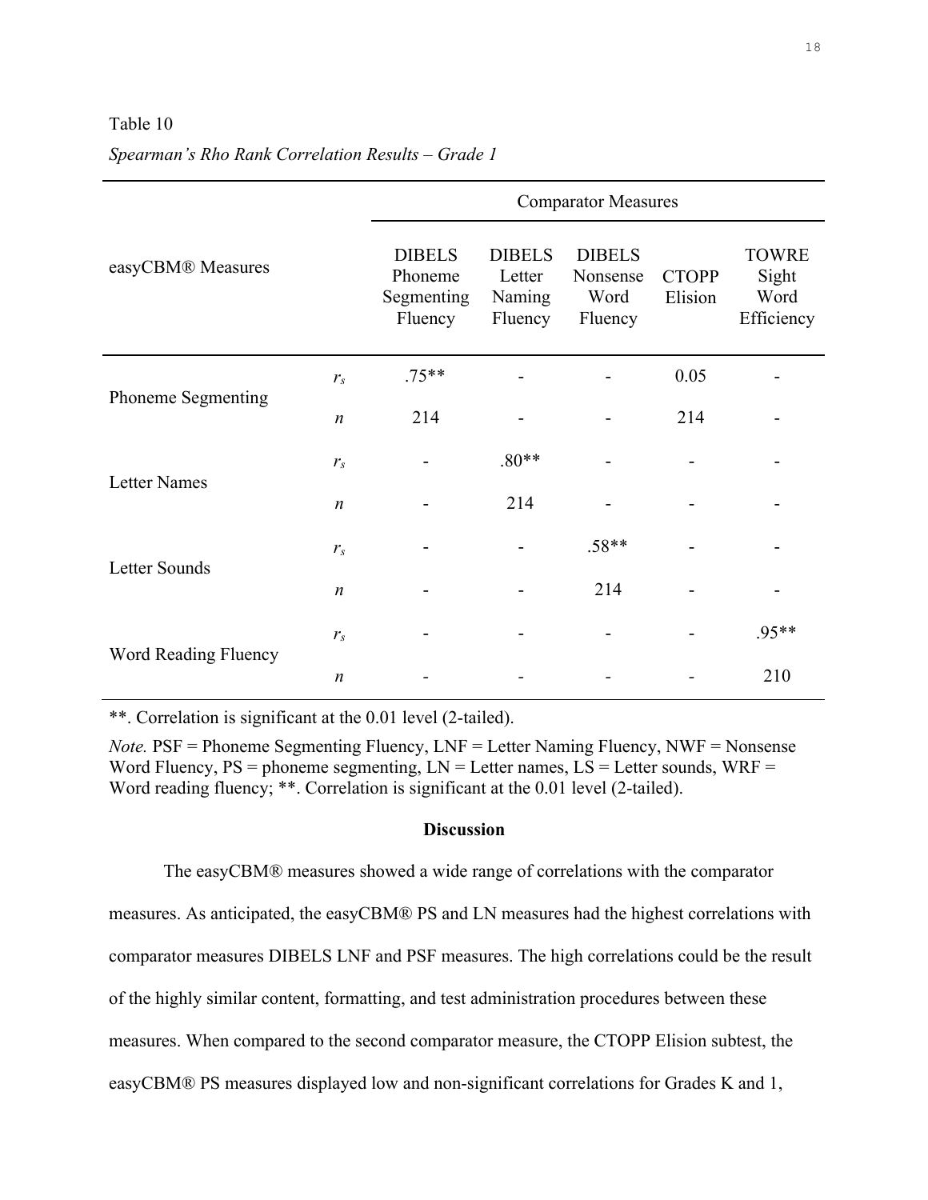Table 10

*Spearman's Rho Rank Correlation Results – Grade 1*

| easyCBM® Measures | | Comparator Measures | | | | |
|---|---|---|---|---|---|---|
| | | DIBELS Phoneme Segmenting Fluency | DIBELS Letter Naming Fluency | DIBELS Nonsense Word Fluency | CTOPP Elision | TOWRE Sight Word Efficiency |
| Phoneme Segmenting | $r_s$ | .75** | - | - | 0.05 | - |
| | $n$ | 214 | - | - | 214 | - |
| Letter Names | $r_s$ | - | .80** | - | - | - |
| | $n$ | - | 214 | - | - | - |
| Letter Sounds | $r_s$ | - | - | .58** | - | - |
| | $n$ | - | - | 214 | - | - |
| Word Reading Fluency | $r_s$ | - | - | - | - | .95** |
| | $n$ | - | - | - | - | 210 |

**. Correlation is significant at the 0.01 level (2-tailed).

*Note.* PSF = Phoneme Segmenting Fluency, LNF = Letter Naming Fluency, NWF = Nonsense Word Fluency, PS = phoneme segmenting, LN = Letter names, LS = Letter sounds, WRF = Word reading fluency; **. Correlation is significant at the 0.01 level (2-tailed).

**Discussion**

The easyCBM® measures showed a wide range of correlations with the comparator measures. As anticipated, the easyCBM® PS and LN measures had the highest correlations with comparator measures DIBELS LNF and PSF measures. The high correlations could be the result of the highly similar content, formatting, and test administration procedures between these measures. When compared to the second comparator measure, the CTOPP Elision subtest, the easyCBM® PS measures displayed low and non-significant correlations for Grades K and 1,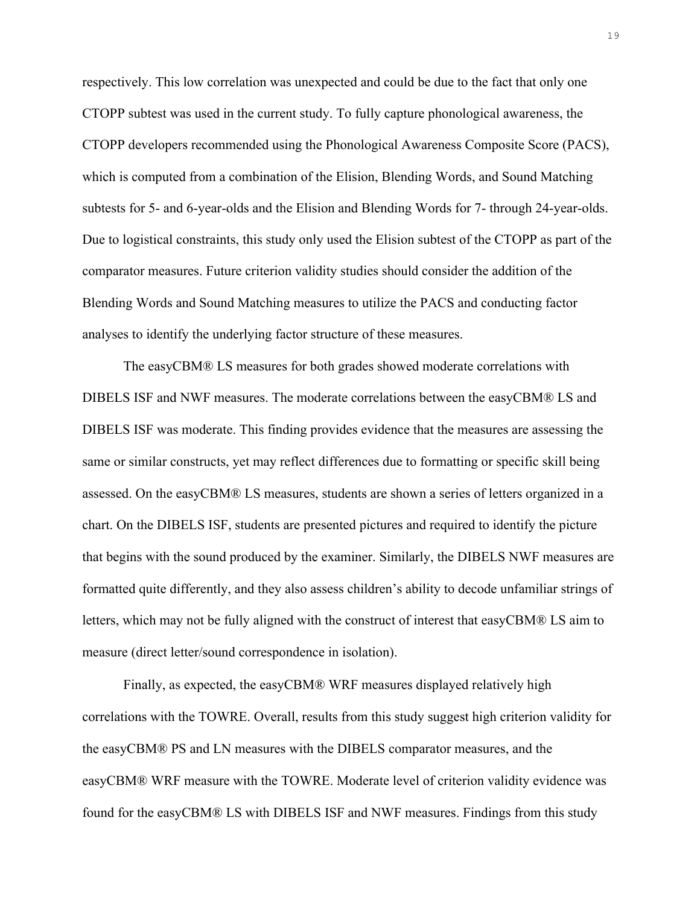respectively. This low correlation was unexpected and could be due to the fact that only one CTOPP subtest was used in the current study. To fully capture phonological awareness, the CTOPP developers recommended using the Phonological Awareness Composite Score (PACS), which is computed from a combination of the Elision, Blending Words, and Sound Matching subtests for 5- and 6-year-olds and the Elision and Blending Words for 7- through 24-year-olds. Due to logistical constraints, this study only used the Elision subtest of the CTOPP as part of the comparator measures. Future criterion validity studies should consider the addition of the Blending Words and Sound Matching measures to utilize the PACS and conducting factor analyses to identify the underlying factor structure of these measures.

The easyCBM® LS measures for both grades showed moderate correlations with DIBELS ISF and NWF measures. The moderate correlations between the easyCBM® LS and DIBELS ISF was moderate. This finding provides evidence that the measures are assessing the same or similar constructs, yet may reflect differences due to formatting or specific skill being assessed. On the easyCBM® LS measures, students are shown a series of letters organized in a chart. On the DIBELS ISF, students are presented pictures and required to identify the picture that begins with the sound produced by the examiner. Similarly, the DIBELS NWF measures are formatted quite differently, and they also assess children's ability to decode unfamiliar strings of letters, which may not be fully aligned with the construct of interest that easyCBM® LS aim to measure (direct letter/sound correspondence in isolation).

Finally, as expected, the easyCBM® WRF measures displayed relatively high correlations with the TOWRE. Overall, results from this study suggest high criterion validity for the easyCBM® PS and LN measures with the DIBELS comparator measures, and the easyCBM® WRF measure with the TOWRE. Moderate level of criterion validity evidence was found for the easyCBM® LS with DIBELS ISF and NWF measures. Findings from this study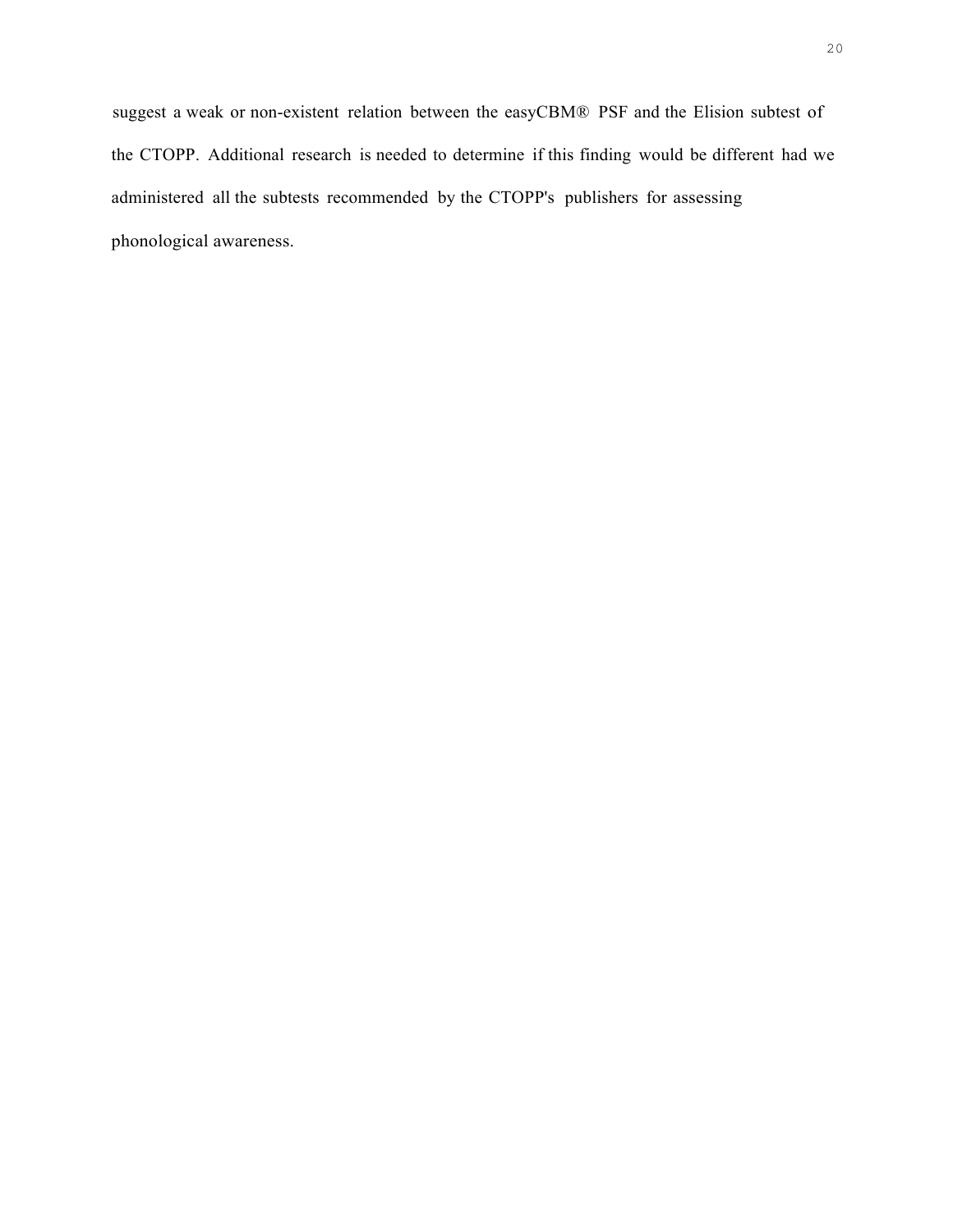suggest a weak or non-existent relation between the easyCBM® PSF and the Elision subtest of the CTOPP. Additional research is needed to determine if this finding would be different had we administered all the subtests recommended by the CTOPP's publishers for assessing phonological awareness.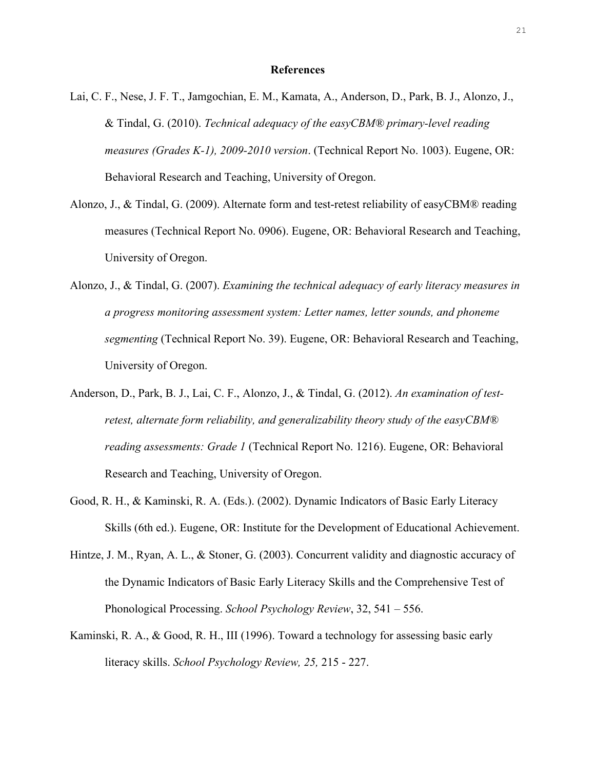# References

Lai, C. F., Nese, J. F. T., Jamgochian, E. M., Kamata, A., Anderson, D., Park, B. J., Alonzo, J., & Tindal, G. (2010). *Technical adequacy of the easyCBM® primary-level reading measures (Grades K-1), 2009-2010 version*. (Technical Report No. 1003). Eugene, OR: Behavioral Research and Teaching, University of Oregon.

Alonzo, J., & Tindal, G. (2009). Alternate form and test-retest reliability of easyCBM® reading measures (Technical Report No. 0906). Eugene, OR: Behavioral Research and Teaching, University of Oregon.

Alonzo, J., & Tindal, G. (2007). *Examining the technical adequacy of early literacy measures in a progress monitoring assessment system: Letter names, letter sounds, and phoneme segmenting* (Technical Report No. 39). Eugene, OR: Behavioral Research and Teaching, University of Oregon.

Anderson, D., Park, B. J., Lai, C. F., Alonzo, J., & Tindal, G. (2012). *An examination of test-retest, alternate form reliability, and generalizability theory study of the easyCBM® reading assessments: Grade 1* (Technical Report No. 1216). Eugene, OR: Behavioral Research and Teaching, University of Oregon.

Good, R. H., & Kaminski, R. A. (Eds.). (2002). Dynamic Indicators of Basic Early Literacy Skills (6th ed.). Eugene, OR: Institute for the Development of Educational Achievement.

Hintze, J. M., Ryan, A. L., & Stoner, G. (2003). Concurrent validity and diagnostic accuracy of the Dynamic Indicators of Basic Early Literacy Skills and the Comprehensive Test of Phonological Processing. *School Psychology Review*, 32, 541 – 556.

Kaminski, R. A., & Good, R. H., III (1996). Toward a technology for assessing basic early literacy skills. *School Psychology Review, 25,* 215 - 227.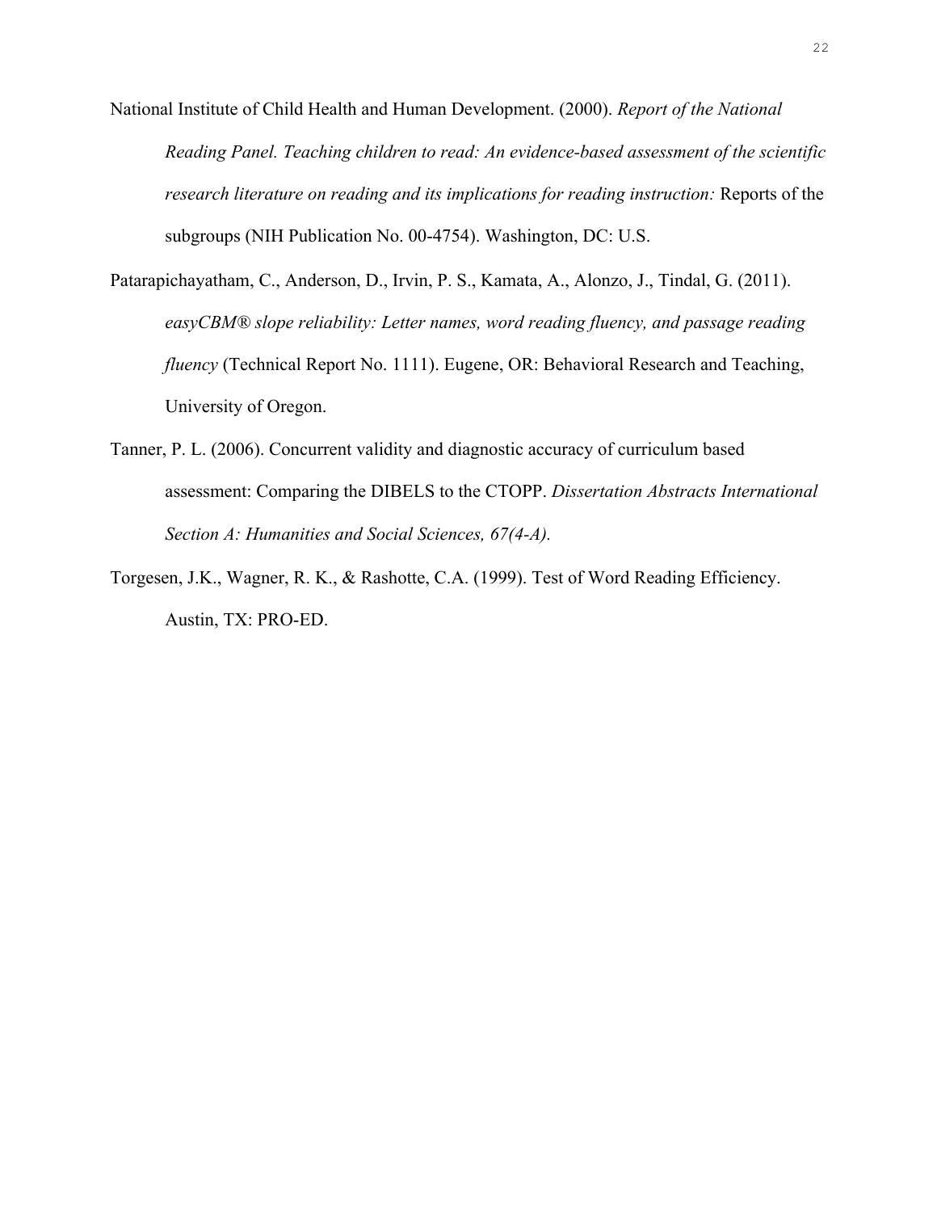National Institute of Child Health and Human Development. (2000). *Report of the National Reading Panel. Teaching children to read: An evidence-based assessment of the scientific research literature on reading and its implications for reading instruction:* Reports of the subgroups (NIH Publication No. 00-4754). Washington, DC: U.S.

Patarapichayatham, C., Anderson, D., Irvin, P. S., Kamata, A., Alonzo, J., Tindal, G. (2011). *easyCBM® slope reliability: Letter names, word reading fluency, and passage reading fluency* (Technical Report No. 1111). Eugene, OR: Behavioral Research and Teaching, University of Oregon.

Tanner, P. L. (2006). Concurrent validity and diagnostic accuracy of curriculum based assessment: Comparing the DIBELS to the CTOPP. *Dissertation Abstracts International Section A: Humanities and Social Sciences, 67(4-A).*

Torgesen, J.K., Wagner, R. K., & Rashotte, C.A. (1999). Test of Word Reading Efficiency. Austin, TX: PRO-ED.